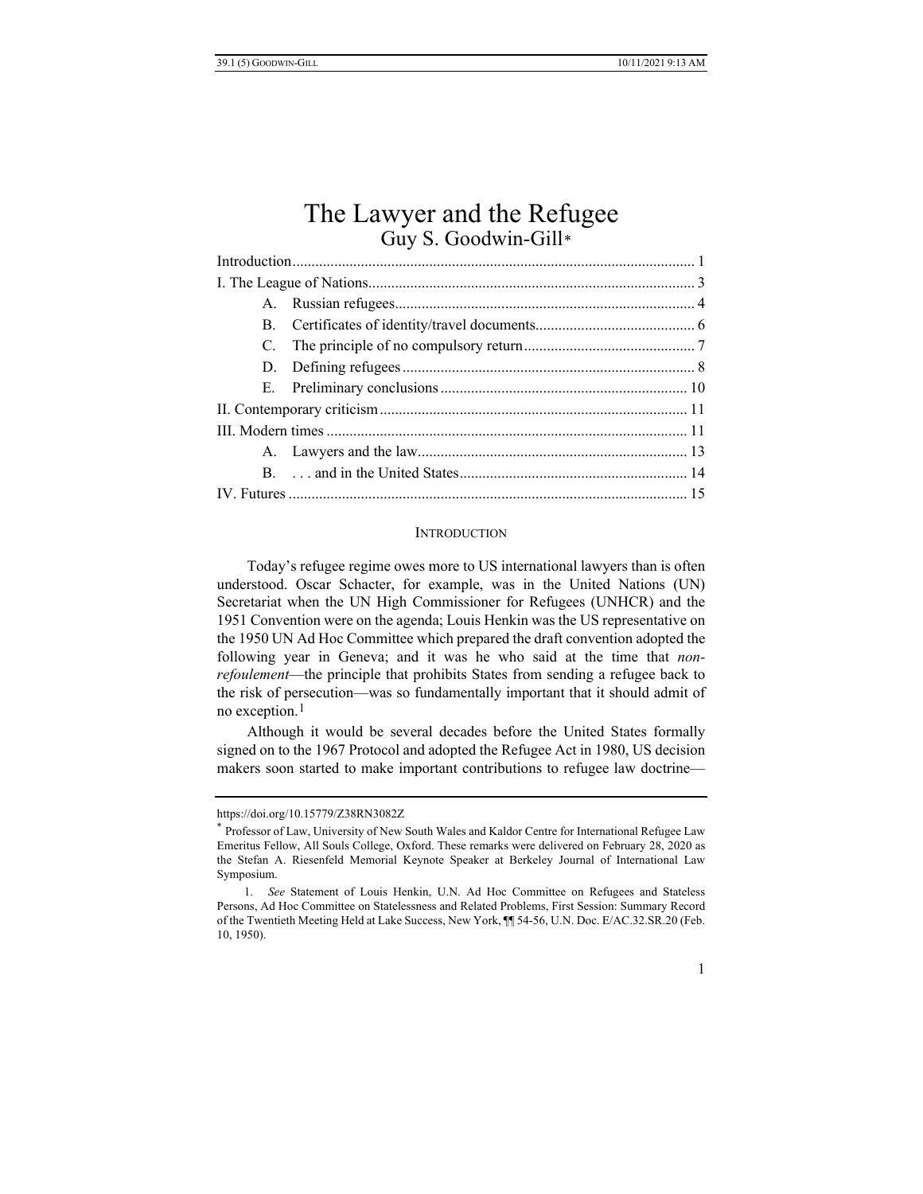# The Lawyer and the Refugee

Guy S. Goodwin-Gill*

| | |
|---|---|
| Introduction | 1 |
| I. The League of Nations | 3 |
| A. Russian refugees | 4 |
| B. Certificates of identity/travel documents | 6 |
| C. The principle of no compulsory return | 7 |
| D. Defining refugees | 8 |
| E. Preliminary conclusions | 10 |
| II. Contemporary criticism | 11 |
| III. Modern times | 11 |
| A. Lawyers and the law | 13 |
| B. . . . and in the United States | 14 |
| IV. Futures | 15 |

## INTRODUCTION

Today's refugee regime owes more to US international lawyers than is often understood. Oscar Schacter, for example, was in the United Nations (UN) Secretariat when the UN High Commissioner for Refugees (UNHCR) and the 1951 Convention were on the agenda; Louis Henkin was the US representative on the 1950 UN Ad Hoc Committee which prepared the draft convention adopted the following year in Geneva; and it was he who said at the time that *non-refoulement*—the principle that prohibits States from sending a refugee back to the risk of persecution—was so fundamentally important that it should admit of no exception.[1]

Although it would be several decades before the United States formally signed on to the 1967 Protocol and adopted the Refugee Act in 1980, US decision makers soon started to make important contributions to refugee law doctrine—

---

https://doi.org/10.15779/Z38RN3082Z

\* Professor of Law, University of New South Wales and Kaldor Centre for International Refugee Law Emeritus Fellow, All Souls College, Oxford. These remarks were delivered on February 28, 2020 as the Stefan A. Riesenfeld Memorial Keynote Speaker at Berkeley Journal of International Law Symposium.

1. *See* Statement of Louis Henkin, U.N. Ad Hoc Committee on Refugees and Stateless Persons, Ad Hoc Committee on Statelessness and Related Problems, First Session: Summary Record of the Twentieth Meeting Held at Lake Success, New York, ¶¶ 54-56, U.N. Doc. E/AC.32.SR.20 (Feb. 10, 1950).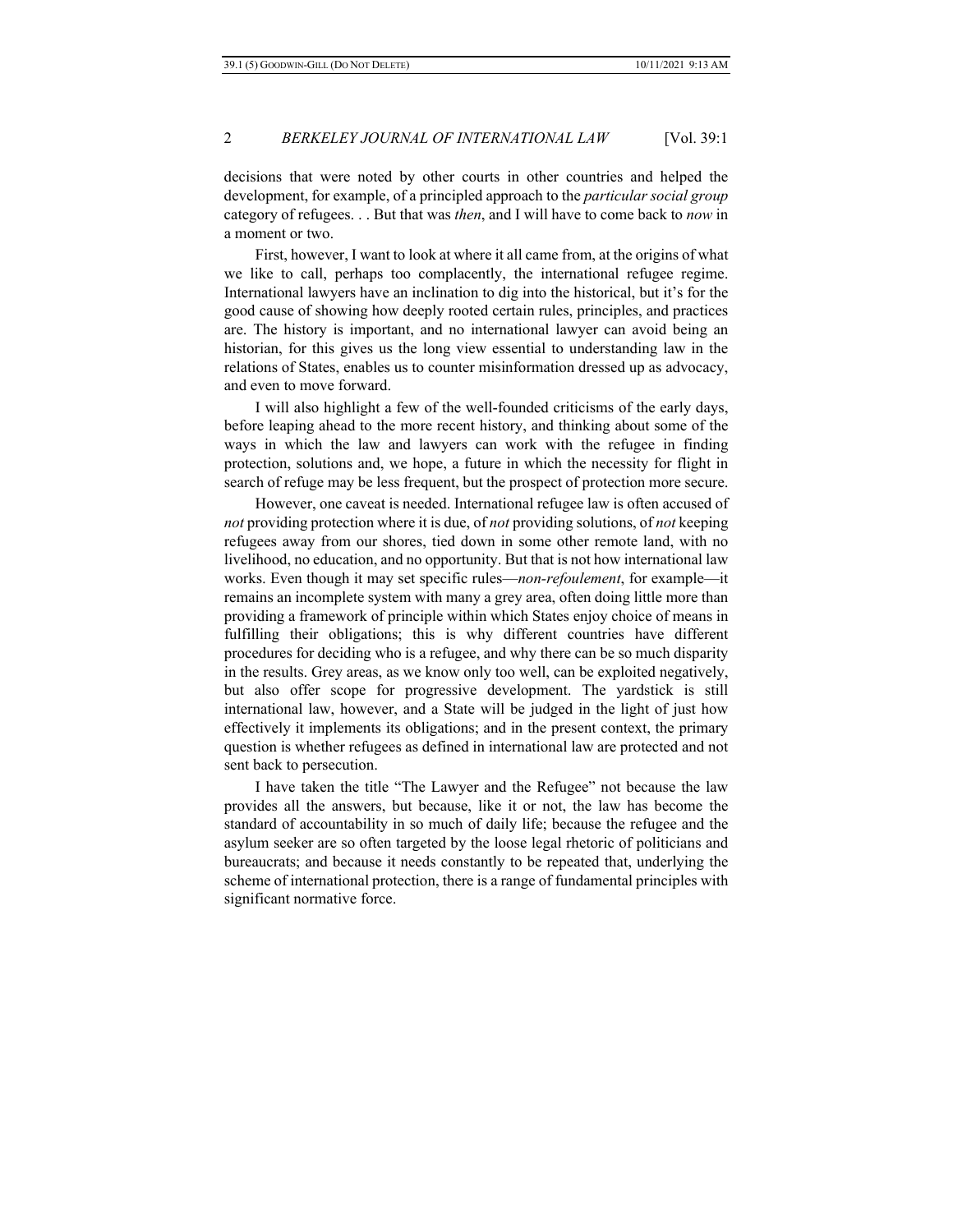decisions that were noted by other courts in other countries and helped the development, for example, of a principled approach to the *particular social group* category of refugees. . . But that was *then*, and I will have to come back to *now* in a moment or two.

First, however, I want to look at where it all came from, at the origins of what we like to call, perhaps too complacently, the international refugee regime. International lawyers have an inclination to dig into the historical, but it's for the good cause of showing how deeply rooted certain rules, principles, and practices are. The history is important, and no international lawyer can avoid being an historian, for this gives us the long view essential to understanding law in the relations of States, enables us to counter misinformation dressed up as advocacy, and even to move forward.

I will also highlight a few of the well-founded criticisms of the early days, before leaping ahead to the more recent history, and thinking about some of the ways in which the law and lawyers can work with the refugee in finding protection, solutions and, we hope, a future in which the necessity for flight in search of refuge may be less frequent, but the prospect of protection more secure.

However, one caveat is needed. International refugee law is often accused of *not* providing protection where it is due, of *not* providing solutions, of *not* keeping refugees away from our shores, tied down in some other remote land, with no livelihood, no education, and no opportunity. But that is not how international law works. Even though it may set specific rules—*non-refoulement*, for example—it remains an incomplete system with many a grey area, often doing little more than providing a framework of principle within which States enjoy choice of means in fulfilling their obligations; this is why different countries have different procedures for deciding who is a refugee, and why there can be so much disparity in the results. Grey areas, as we know only too well, can be exploited negatively, but also offer scope for progressive development. The yardstick is still international law, however, and a State will be judged in the light of just how effectively it implements its obligations; and in the present context, the primary question is whether refugees as defined in international law are protected and not sent back to persecution.

I have taken the title "The Lawyer and the Refugee" not because the law provides all the answers, but because, like it or not, the law has become the standard of accountability in so much of daily life; because the refugee and the asylum seeker are so often targeted by the loose legal rhetoric of politicians and bureaucrats; and because it needs constantly to be repeated that, underlying the scheme of international protection, there is a range of fundamental principles with significant normative force.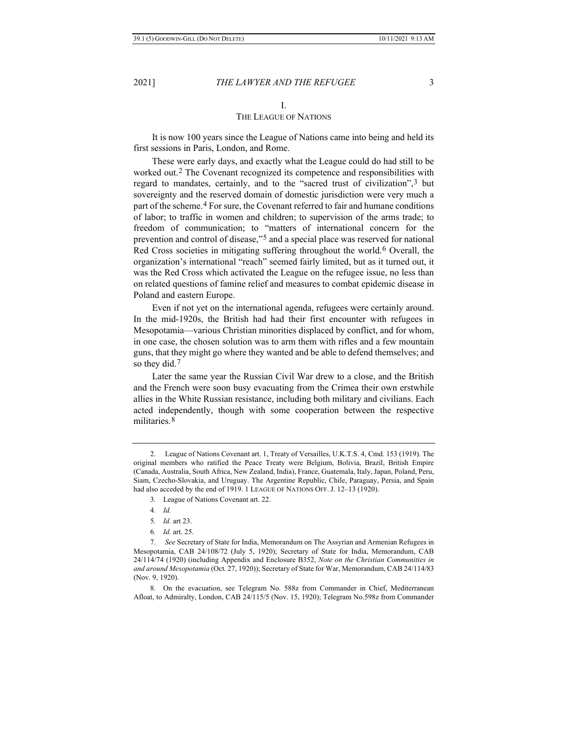## I.
## THE LEAGUE OF NATIONS

It is now 100 years since the League of Nations came into being and held its first sessions in Paris, London, and Rome.

These were early days, and exactly what the League could do had still to be worked out.[2] The Covenant recognized its competence and responsibilities with regard to mandates, certainly, and to the "sacred trust of civilization",[3] but sovereignty and the reserved domain of domestic jurisdiction were very much a part of the scheme.[4] For sure, the Covenant referred to fair and humane conditions of labor; to traffic in women and children; to supervision of the arms trade; to freedom of communication; to "matters of international concern for the prevention and control of disease,"[5] and a special place was reserved for national Red Cross societies in mitigating suffering throughout the world.[6] Overall, the organization's international "reach" seemed fairly limited, but as it turned out, it was the Red Cross which activated the League on the refugee issue, no less than on related questions of famine relief and measures to combat epidemic disease in Poland and eastern Europe.

Even if not yet on the international agenda, refugees were certainly around. In the mid-1920s, the British had had their first encounter with refugees in Mesopotamia—various Christian minorities displaced by conflict, and for whom, in one case, the chosen solution was to arm them with rifles and a few mountain guns, that they might go where they wanted and be able to defend themselves; and so they did.[7]

Later the same year the Russian Civil War drew to a close, and the British and the French were soon busy evacuating from the Crimea their own erstwhile allies in the White Russian resistance, including both military and civilians. Each acted independently, though with some cooperation between the respective militaries.[8]

---

2. League of Nations Covenant art. 1, Treaty of Versailles, U.K.T.S. 4, Cmd. 153 (1919). The original members who ratified the Peace Treaty were Belgium, Bolivia, Brazil, British Empire (Canada, Australia, South Africa, New Zealand, India), France, Guatemala, Italy, Japan, Poland, Peru, Siam, Czecho-Slovakia, and Uruguay. The Argentine Republic, Chile, Paraguay, Persia, and Spain had also acceded by the end of 1919. 1 LEAGUE OF NATIONS OFF. J. 12–13 (1920).

3. League of Nations Covenant art. 22.

4. *Id.*

5. *Id.* art 23.

6. *Id.* art. 25.

7. *See* Secretary of State for India, Memorandum on The Assyrian and Armenian Refugees in Mesopotamia, CAB 24/108/72 (July 5, 1920); Secretary of State for India, Memorandum, CAB 24/114/74 (1920) (including Appendix and Enclosure B352, *Note on the Christian Communities in and around Mesopotamia* (Oct. 27, 1920)); Secretary of State for War, Memorandum, CAB 24/114/83 (Nov. 9, 1920).

8. On the evacuation, see Telegram No. 588z from Commander in Chief, Mediterranean Afloat, to Admiralty, London, CAB 24/115/5 (Nov. 15, 1920); Telegram No.598z from Commander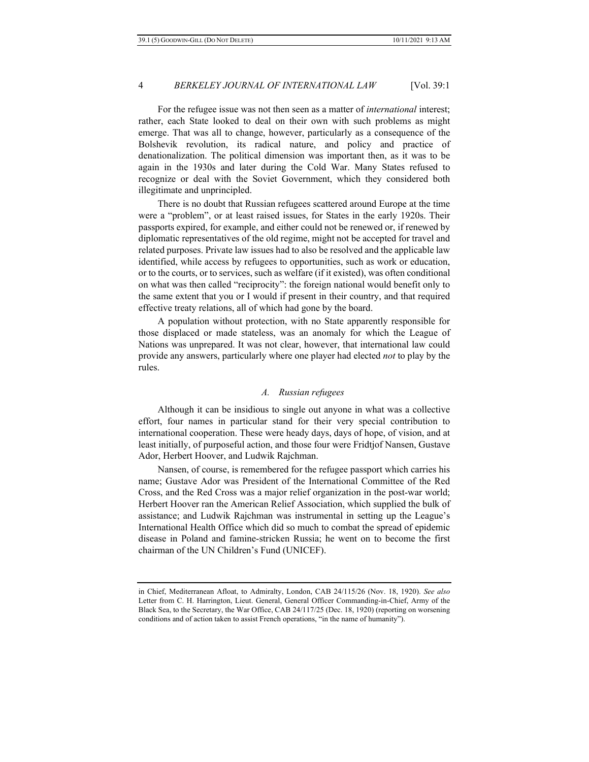For the refugee issue was not then seen as a matter of *international* interest; rather, each State looked to deal on their own with such problems as might emerge. That was all to change, however, particularly as a consequence of the Bolshevik revolution, its radical nature, and policy and practice of denationalization. The political dimension was important then, as it was to be again in the 1930s and later during the Cold War. Many States refused to recognize or deal with the Soviet Government, which they considered both illegitimate and unprincipled.

There is no doubt that Russian refugees scattered around Europe at the time were a "problem", or at least raised issues, for States in the early 1920s. Their passports expired, for example, and either could not be renewed or, if renewed by diplomatic representatives of the old regime, might not be accepted for travel and related purposes. Private law issues had to also be resolved and the applicable law identified, while access by refugees to opportunities, such as work or education, or to the courts, or to services, such as welfare (if it existed), was often conditional on what was then called "reciprocity": the foreign national would benefit only to the same extent that you or I would if present in their country, and that required effective treaty relations, all of which had gone by the board.

A population without protection, with no State apparently responsible for those displaced or made stateless, was an anomaly for which the League of Nations was unprepared. It was not clear, however, that international law could provide any answers, particularly where one player had elected *not* to play by the rules.

### *A. Russian refugees*

Although it can be insidious to single out anyone in what was a collective effort, four names in particular stand for their very special contribution to international cooperation. These were heady days, days of hope, of vision, and at least initially, of purposeful action, and those four were Fridtjof Nansen, Gustave Ador, Herbert Hoover, and Ludwik Rajchman.

Nansen, of course, is remembered for the refugee passport which carries his name; Gustave Ador was President of the International Committee of the Red Cross, and the Red Cross was a major relief organization in the post-war world; Herbert Hoover ran the American Relief Association, which supplied the bulk of assistance; and Ludwik Rajchman was instrumental in setting up the League's International Health Office which did so much to combat the spread of epidemic disease in Poland and famine-stricken Russia; he went on to become the first chairman of the UN Children's Fund (UNICEF).

---

in Chief, Mediterranean Afloat, to Admiralty, London, CAB 24/115/26 (Nov. 18, 1920). *See also* Letter from C. H. Harrington, Lieut. General, General Officer Commanding-in-Chief, Army of the Black Sea, to the Secretary, the War Office, CAB 24/117/25 (Dec. 18, 1920) (reporting on worsening conditions and of action taken to assist French operations, "in the name of humanity").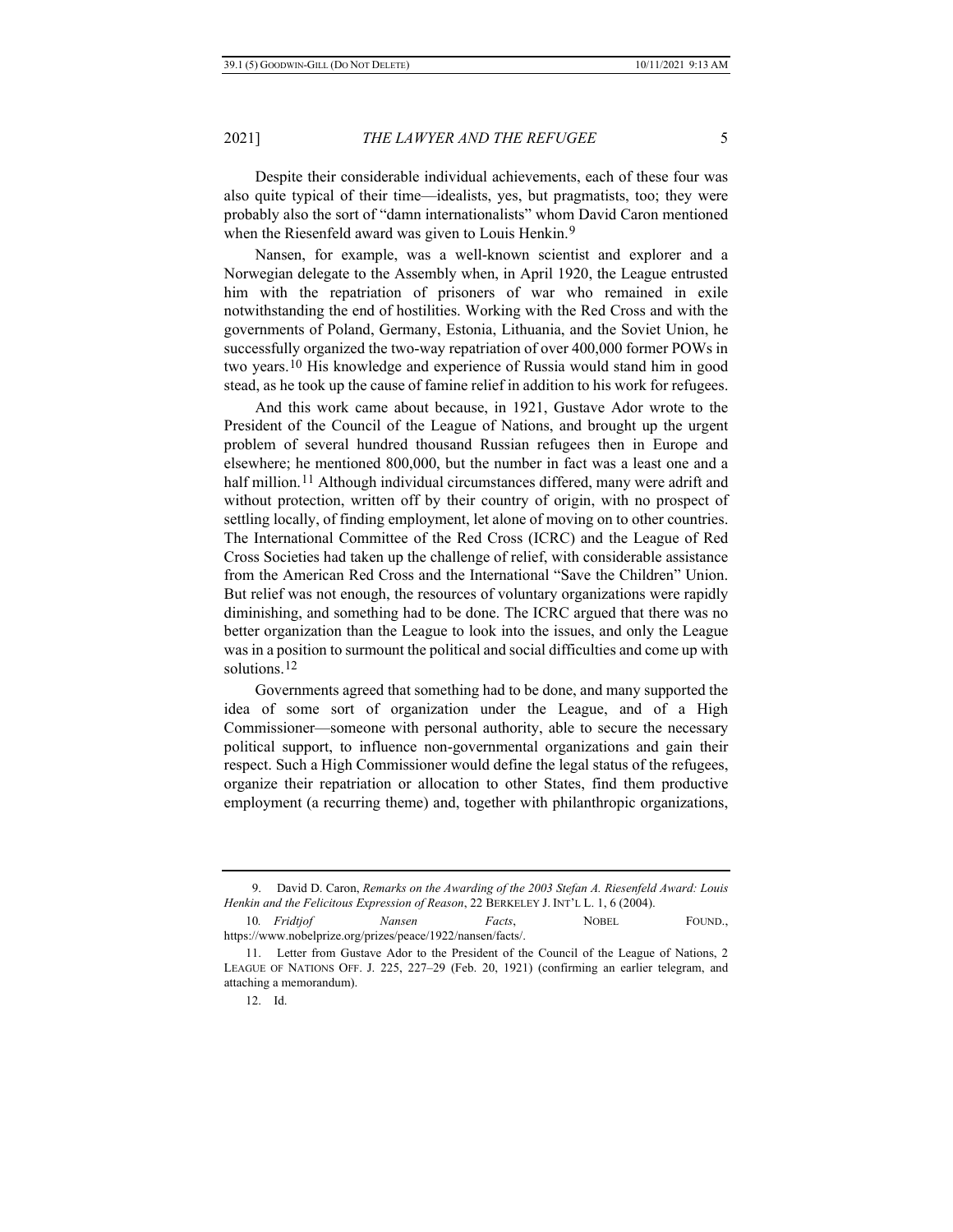Despite their considerable individual achievements, each of these four was also quite typical of their time—idealists, yes, but pragmatists, too; they were probably also the sort of "damn internationalists" whom David Caron mentioned when the Riesenfeld award was given to Louis Henkin.[9]

Nansen, for example, was a well-known scientist and explorer and a Norwegian delegate to the Assembly when, in April 1920, the League entrusted him with the repatriation of prisoners of war who remained in exile notwithstanding the end of hostilities. Working with the Red Cross and with the governments of Poland, Germany, Estonia, Lithuania, and the Soviet Union, he successfully organized the two-way repatriation of over 400,000 former POWs in two years.[10] His knowledge and experience of Russia would stand him in good stead, as he took up the cause of famine relief in addition to his work for refugees.

And this work came about because, in 1921, Gustave Ador wrote to the President of the Council of the League of Nations, and brought up the urgent problem of several hundred thousand Russian refugees then in Europe and elsewhere; he mentioned 800,000, but the number in fact was a least one and a half million.[11] Although individual circumstances differed, many were adrift and without protection, written off by their country of origin, with no prospect of settling locally, of finding employment, let alone of moving on to other countries. The International Committee of the Red Cross (ICRC) and the League of Red Cross Societies had taken up the challenge of relief, with considerable assistance from the American Red Cross and the International "Save the Children" Union. But relief was not enough, the resources of voluntary organizations were rapidly diminishing, and something had to be done. The ICRC argued that there was no better organization than the League to look into the issues, and only the League was in a position to surmount the political and social difficulties and come up with solutions.[12]

Governments agreed that something had to be done, and many supported the idea of some sort of organization under the League, and of a High Commissioner—someone with personal authority, able to secure the necessary political support, to influence non-governmental organizations and gain their respect. Such a High Commissioner would define the legal status of the refugees, organize their repatriation or allocation to other States, find them productive employment (a recurring theme) and, together with philanthropic organizations,

---

9. David D. Caron, *Remarks on the Awarding of the 2003 Stefan A. Riesenfeld Award: Louis Henkin and the Felicitous Expression of Reason*, 22 BERKELEY J. INT'L L. 1, 6 (2004).

10. *Fridtjof Nansen Facts*, NOBEL FOUND., https://www.nobelprize.org/prizes/peace/1922/nansen/facts/.

11. Letter from Gustave Ador to the President of the Council of the League of Nations, 2 LEAGUE OF NATIONS OFF. J. 225, 227–29 (Feb. 20, 1921) (confirming an earlier telegram, and attaching a memorandum).

12. Id.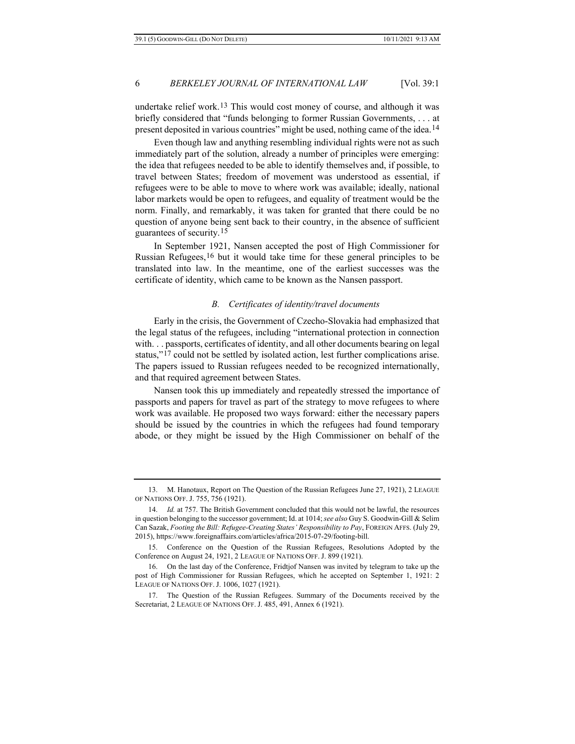undertake relief work.[13] This would cost money of course, and although it was briefly considered that "funds belonging to former Russian Governments, . . . at present deposited in various countries" might be used, nothing came of the idea.[14]

Even though law and anything resembling individual rights were not as such immediately part of the solution, already a number of principles were emerging: the idea that refugees needed to be able to identify themselves and, if possible, to travel between States; freedom of movement was understood as essential, if refugees were to be able to move to where work was available; ideally, national labor markets would be open to refugees, and equality of treatment would be the norm. Finally, and remarkably, it was taken for granted that there could be no question of anyone being sent back to their country, in the absence of sufficient guarantees of security.[15]

In September 1921, Nansen accepted the post of High Commissioner for Russian Refugees,[16] but it would take time for these general principles to be translated into law. In the meantime, one of the earliest successes was the certificate of identity, which came to be known as the Nansen passport.

### *B. Certificates of identity/travel documents*

Early in the crisis, the Government of Czecho-Slovakia had emphasized that the legal status of the refugees, including "international protection in connection with. . . passports, certificates of identity, and all other documents bearing on legal status,"[17] could not be settled by isolated action, lest further complications arise. The papers issued to Russian refugees needed to be recognized internationally, and that required agreement between States.

Nansen took this up immediately and repeatedly stressed the importance of passports and papers for travel as part of the strategy to move refugees to where work was available. He proposed two ways forward: either the necessary papers should be issued by the countries in which the refugees had found temporary abode, or they might be issued by the High Commissioner on behalf of the

---

13. M. Hanotaux, Report on The Question of the Russian Refugees June 27, 1921), 2 LEAGUE OF NATIONS OFF. J. 755, 756 (1921).

14. *Id.* at 757. The British Government concluded that this would not be lawful, the resources in question belonging to the successor government; Id. at 1014; *see also* Guy S. Goodwin-Gill & Selim Can Sazak, *Footing the Bill: Refugee-Creating States' Responsibility to Pay*, FOREIGN AFFS. (July 29, 2015), https://www.foreignaffairs.com/articles/africa/2015-07-29/footing-bill.

15. Conference on the Question of the Russian Refugees, Resolutions Adopted by the Conference on August 24, 1921, 2 LEAGUE OF NATIONS OFF. J. 899 (1921).

16. On the last day of the Conference, Fridtjof Nansen was invited by telegram to take up the post of High Commissioner for Russian Refugees, which he accepted on September 1, 1921: 2 LEAGUE OF NATIONS OFF. J. 1006, 1027 (1921).

17. The Question of the Russian Refugees. Summary of the Documents received by the Secretariat, 2 LEAGUE OF NATIONS OFF. J. 485, 491, Annex 6 (1921).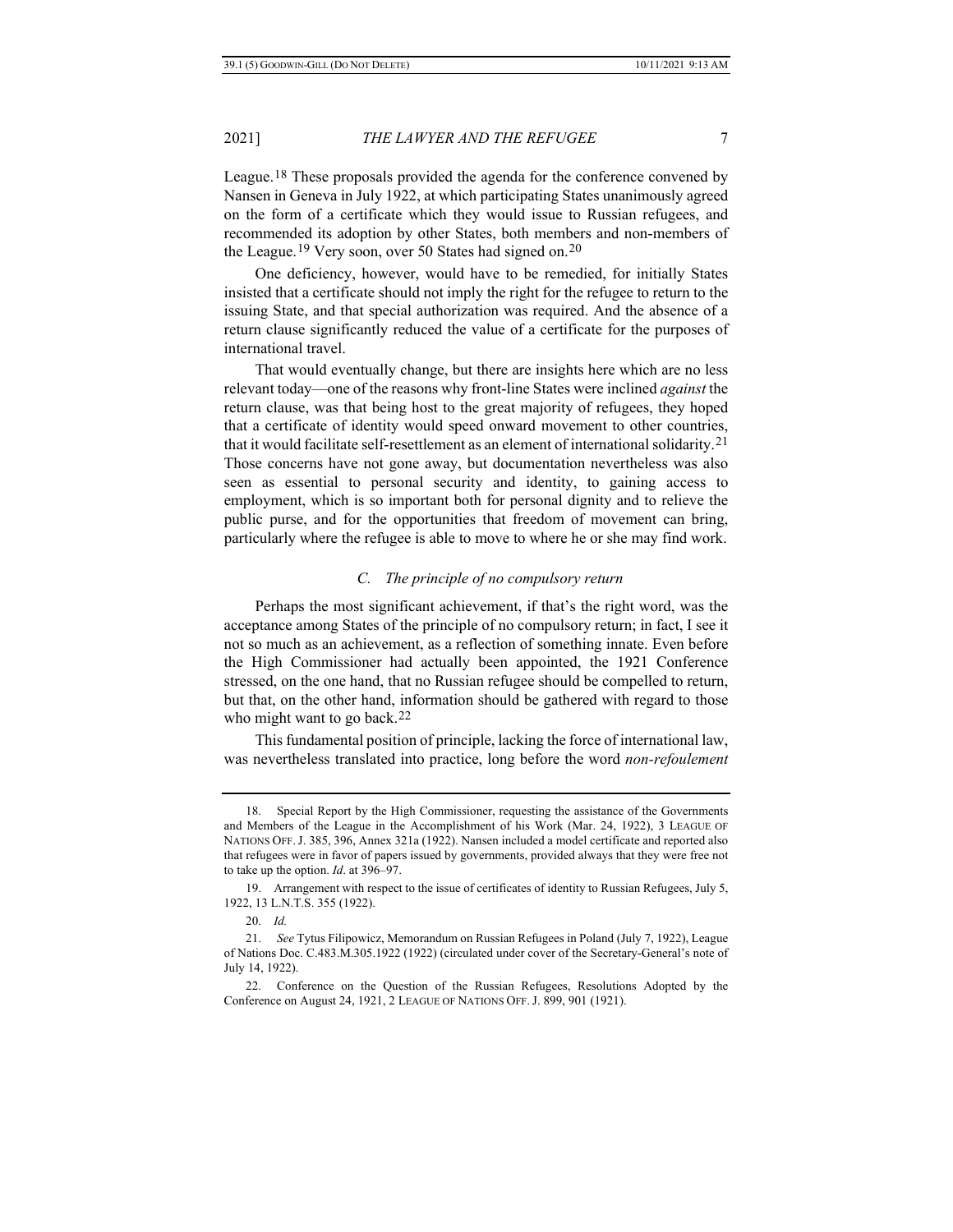League.[18] These proposals provided the agenda for the conference convened by Nansen in Geneva in July 1922, at which participating States unanimously agreed on the form of a certificate which they would issue to Russian refugees, and recommended its adoption by other States, both members and non-members of the League.[19] Very soon, over 50 States had signed on.[20]

One deficiency, however, would have to be remedied, for initially States insisted that a certificate should not imply the right for the refugee to return to the issuing State, and that special authorization was required. And the absence of a return clause significantly reduced the value of a certificate for the purposes of international travel.

That would eventually change, but there are insights here which are no less relevant today—one of the reasons why front-line States were inclined *against* the return clause, was that being host to the great majority of refugees, they hoped that a certificate of identity would speed onward movement to other countries, that it would facilitate self-resettlement as an element of international solidarity.[21] Those concerns have not gone away, but documentation nevertheless was also seen as essential to personal security and identity, to gaining access to employment, which is so important both for personal dignity and to relieve the public purse, and for the opportunities that freedom of movement can bring, particularly where the refugee is able to move to where he or she may find work.

### *C. The principle of no compulsory return*

Perhaps the most significant achievement, if that's the right word, was the acceptance among States of the principle of no compulsory return; in fact, I see it not so much as an achievement, as a reflection of something innate. Even before the High Commissioner had actually been appointed, the 1921 Conference stressed, on the one hand, that no Russian refugee should be compelled to return, but that, on the other hand, information should be gathered with regard to those who might want to go back.[22]

This fundamental position of principle, lacking the force of international law, was nevertheless translated into practice, long before the word *non-refoulement*

---

18. Special Report by the High Commissioner, requesting the assistance of the Governments and Members of the League in the Accomplishment of his Work (Mar. 24, 1922), 3 LEAGUE OF NATIONS OFF. J. 385, 396, Annex 321a (1922). Nansen included a model certificate and reported also that refugees were in favor of papers issued by governments, provided always that they were free not to take up the option. *Id*. at 396–97.

19. Arrangement with respect to the issue of certificates of identity to Russian Refugees, July 5, 1922, 13 L.N.T.S. 355 (1922).

20. *Id.*

21. *See* Tytus Filipowicz, Memorandum on Russian Refugees in Poland (July 7, 1922), League of Nations Doc. C.483.M.305.1922 (1922) (circulated under cover of the Secretary-General's note of July 14, 1922).

22. Conference on the Question of the Russian Refugees, Resolutions Adopted by the Conference on August 24, 1921, 2 LEAGUE OF NATIONS OFF. J. 899, 901 (1921).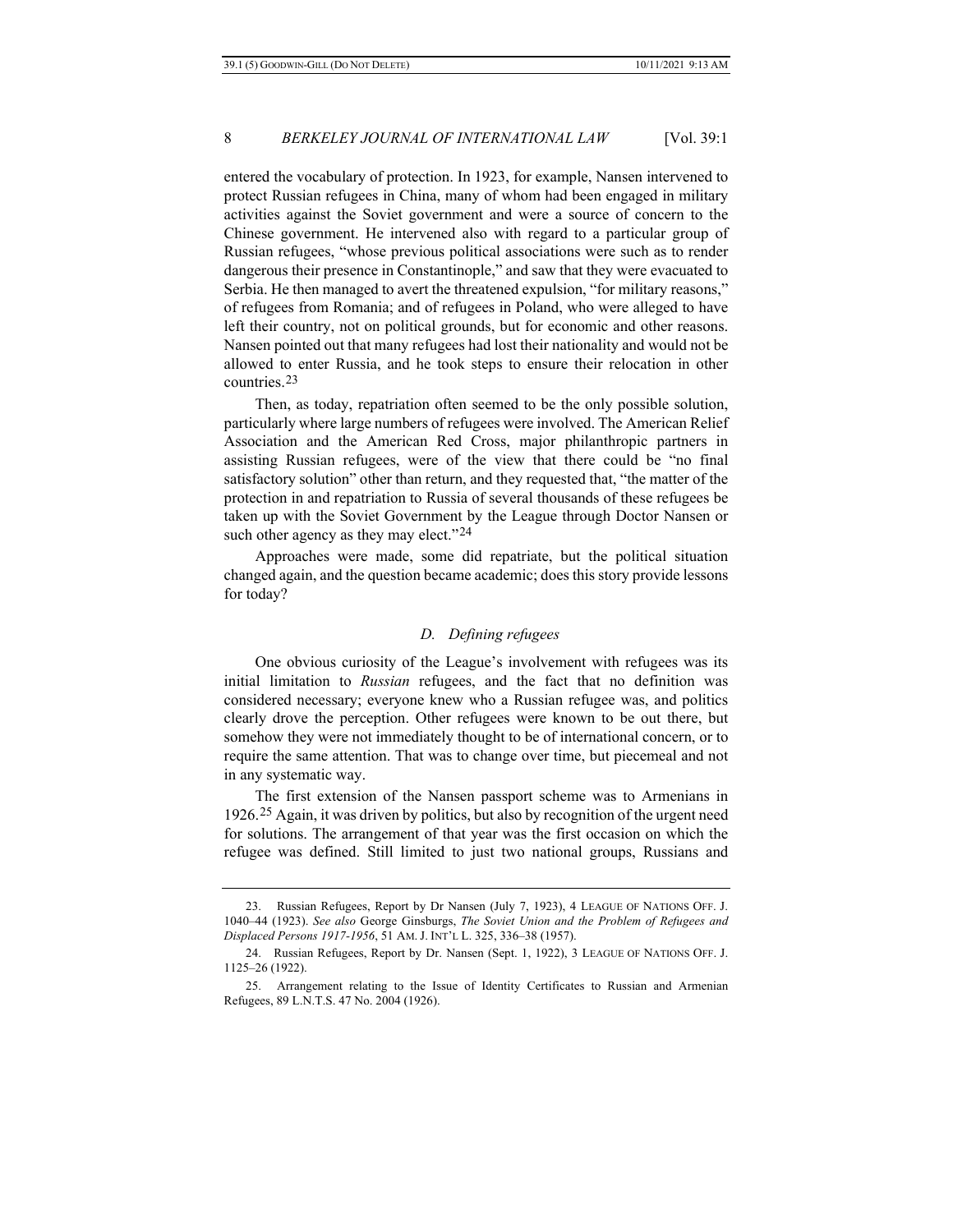entered the vocabulary of protection. In 1923, for example, Nansen intervened to protect Russian refugees in China, many of whom had been engaged in military activities against the Soviet government and were a source of concern to the Chinese government. He intervened also with regard to a particular group of Russian refugees, "whose previous political associations were such as to render dangerous their presence in Constantinople," and saw that they were evacuated to Serbia. He then managed to avert the threatened expulsion, "for military reasons," of refugees from Romania; and of refugees in Poland, who were alleged to have left their country, not on political grounds, but for economic and other reasons. Nansen pointed out that many refugees had lost their nationality and would not be allowed to enter Russia, and he took steps to ensure their relocation in other countries.[23]

Then, as today, repatriation often seemed to be the only possible solution, particularly where large numbers of refugees were involved. The American Relief Association and the American Red Cross, major philanthropic partners in assisting Russian refugees, were of the view that there could be "no final satisfactory solution" other than return, and they requested that, "the matter of the protection in and repatriation to Russia of several thousands of these refugees be taken up with the Soviet Government by the League through Doctor Nansen or such other agency as they may elect."[24]

Approaches were made, some did repatriate, but the political situation changed again, and the question became academic; does this story provide lessons for today?

### *D. Defining refugees*

One obvious curiosity of the League's involvement with refugees was its initial limitation to *Russian* refugees, and the fact that no definition was considered necessary; everyone knew who a Russian refugee was, and politics clearly drove the perception. Other refugees were known to be out there, but somehow they were not immediately thought to be of international concern, or to require the same attention. That was to change over time, but piecemeal and not in any systematic way.

The first extension of the Nansen passport scheme was to Armenians in 1926.[25] Again, it was driven by politics, but also by recognition of the urgent need for solutions. The arrangement of that year was the first occasion on which the refugee was defined. Still limited to just two national groups, Russians and

---

23. Russian Refugees, Report by Dr Nansen (July 7, 1923), 4 LEAGUE OF NATIONS OFF. J. 1040–44 (1923). *See also* George Ginsburgs, *The Soviet Union and the Problem of Refugees and Displaced Persons 1917-1956*, 51 AM. J. INT'L L. 325, 336–38 (1957).

24. Russian Refugees, Report by Dr. Nansen (Sept. 1, 1922), 3 LEAGUE OF NATIONS OFF. J. 1125–26 (1922).

25. Arrangement relating to the Issue of Identity Certificates to Russian and Armenian Refugees, 89 L.N.T.S. 47 No. 2004 (1926).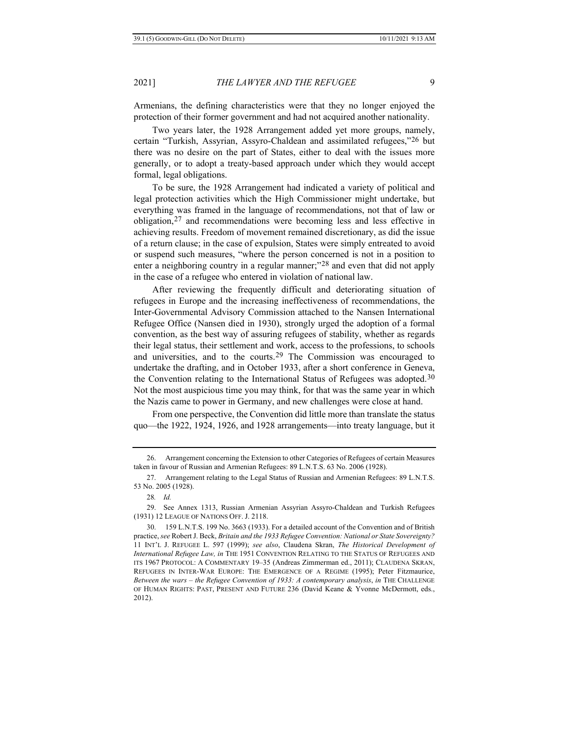Armenians, the defining characteristics were that they no longer enjoyed the protection of their former government and had not acquired another nationality.

Two years later, the 1928 Arrangement added yet more groups, namely, certain "Turkish, Assyrian, Assyro-Chaldean and assimilated refugees,"[26] but there was no desire on the part of States, either to deal with the issues more generally, or to adopt a treaty-based approach under which they would accept formal, legal obligations.

To be sure, the 1928 Arrangement had indicated a variety of political and legal protection activities which the High Commissioner might undertake, but everything was framed in the language of recommendations, not that of law or obligation,[27] and recommendations were becoming less and less effective in achieving results. Freedom of movement remained discretionary, as did the issue of a return clause; in the case of expulsion, States were simply entreated to avoid or suspend such measures, "where the person concerned is not in a position to enter a neighboring country in a regular manner;"[28] and even that did not apply in the case of a refugee who entered in violation of national law.

After reviewing the frequently difficult and deteriorating situation of refugees in Europe and the increasing ineffectiveness of recommendations, the Inter-Governmental Advisory Commission attached to the Nansen International Refugee Office (Nansen died in 1930), strongly urged the adoption of a formal convention, as the best way of assuring refugees of stability, whether as regards their legal status, their settlement and work, access to the professions, to schools and universities, and to the courts.[29] The Commission was encouraged to undertake the drafting, and in October 1933, after a short conference in Geneva, the Convention relating to the International Status of Refugees was adopted.[30] Not the most auspicious time you may think, for that was the same year in which the Nazis came to power in Germany, and new challenges were close at hand.

From one perspective, the Convention did little more than translate the status quo—the 1922, 1924, 1926, and 1928 arrangements—into treaty language, but it

---

26. Arrangement concerning the Extension to other Categories of Refugees of certain Measures taken in favour of Russian and Armenian Refugees: 89 L.N.T.S. 63 No. 2006 (1928).

27. Arrangement relating to the Legal Status of Russian and Armenian Refugees: 89 L.N.T.S. 53 No. 2005 (1928).

28. *Id.*

29. See Annex 1313, Russian Armenian Assyrian Assyro-Chaldean and Turkish Refugees (1931) 12 LEAGUE OF NATIONS OFF. J. 2118.

30. 159 L.N.T.S. 199 No. 3663 (1933). For a detailed account of the Convention and of British practice, *see* Robert J. Beck, *Britain and the 1933 Refugee Convention: National or State Sovereignty?* 11 INT'L J. REFUGEE L. 597 (1999); *see also*, Claudena Skran, *The Historical Development of International Refugee Law, in* THE 1951 CONVENTION RELATING TO THE STATUS OF REFUGEES AND ITS 1967 PROTOCOL: A COMMENTARY 19–35 (Andreas Zimmerman ed., 2011); CLAUDENA SKRAN, REFUGEES IN INTER-WAR EUROPE: THE EMERGENCE OF A REGIME (1995); Peter Fitzmaurice, *Between the wars – the Refugee Convention of 1933: A contemporary analysis*, *in* THE CHALLENGE OF HUMAN RIGHTS: PAST, PRESENT AND FUTURE 236 (David Keane & Yvonne McDermott, eds., 2012).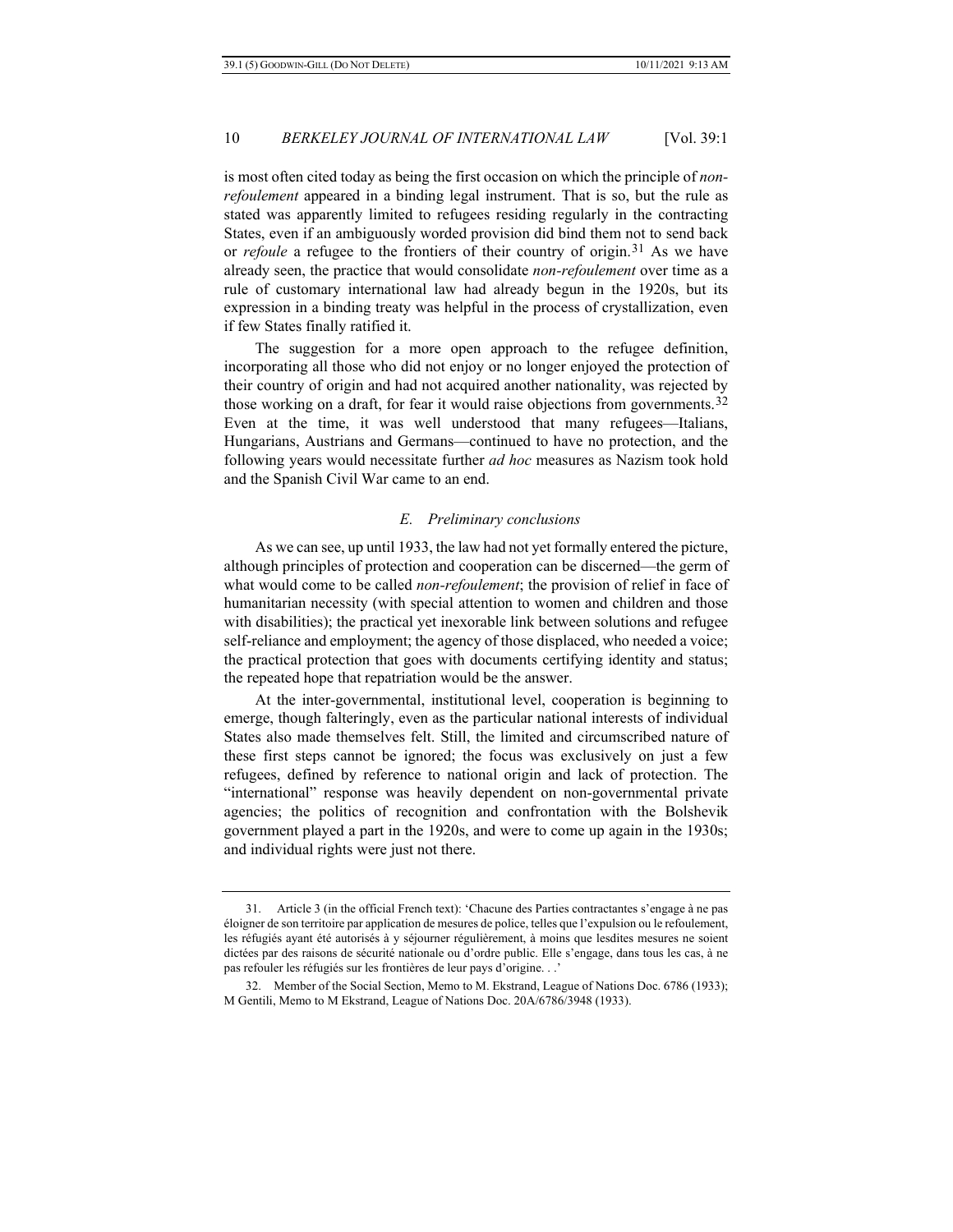is most often cited today as being the first occasion on which the principle of *non-refoulement* appeared in a binding legal instrument. That is so, but the rule as stated was apparently limited to refugees residing regularly in the contracting States, even if an ambiguously worded provision did bind them not to send back or *refoule* a refugee to the frontiers of their country of origin.[31] As we have already seen, the practice that would consolidate *non-refoulement* over time as a rule of customary international law had already begun in the 1920s, but its expression in a binding treaty was helpful in the process of crystallization, even if few States finally ratified it.

The suggestion for a more open approach to the refugee definition, incorporating all those who did not enjoy or no longer enjoyed the protection of their country of origin and had not acquired another nationality, was rejected by those working on a draft, for fear it would raise objections from governments.[32] Even at the time, it was well understood that many refugees—Italians, Hungarians, Austrians and Germans—continued to have no protection, and the following years would necessitate further *ad hoc* measures as Nazism took hold and the Spanish Civil War came to an end.

### *E. Preliminary conclusions*

As we can see, up until 1933, the law had not yet formally entered the picture, although principles of protection and cooperation can be discerned—the germ of what would come to be called *non-refoulement*; the provision of relief in face of humanitarian necessity (with special attention to women and children and those with disabilities); the practical yet inexorable link between solutions and refugee self-reliance and employment; the agency of those displaced, who needed a voice; the practical protection that goes with documents certifying identity and status; the repeated hope that repatriation would be the answer.

At the inter-governmental, institutional level, cooperation is beginning to emerge, though falteringly, even as the particular national interests of individual States also made themselves felt. Still, the limited and circumscribed nature of these first steps cannot be ignored; the focus was exclusively on just a few refugees, defined by reference to national origin and lack of protection. The "international" response was heavily dependent on non-governmental private agencies; the politics of recognition and confrontation with the Bolshevik government played a part in the 1920s, and were to come up again in the 1930s; and individual rights were just not there.

---

31. Article 3 (in the official French text): 'Chacune des Parties contractantes s'engage à ne pas éloigner de son territoire par application de mesures de police, telles que l'expulsion ou le refoulement, les réfugiés ayant été autorisés à y séjourner régulièrement, à moins que lesdites mesures ne soient dictées par des raisons de sécurité nationale ou d'ordre public. Elle s'engage, dans tous les cas, à ne pas refouler les réfugiés sur les frontières de leur pays d'origine. . .'

32. Member of the Social Section, Memo to M. Ekstrand, League of Nations Doc. 6786 (1933); M Gentili, Memo to M Ekstrand, League of Nations Doc. 20A/6786/3948 (1933).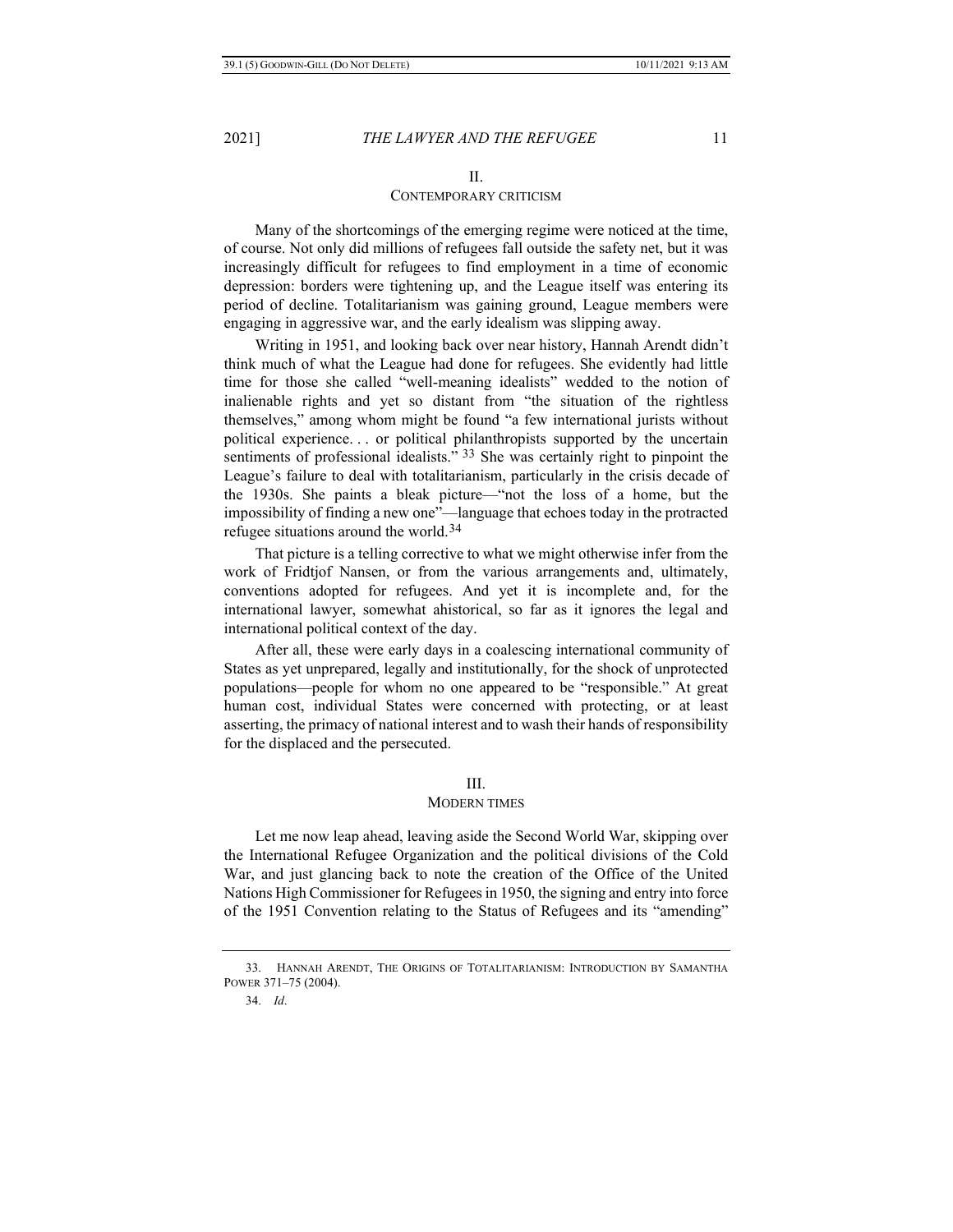## II.
## CONTEMPORARY CRITICISM

Many of the shortcomings of the emerging regime were noticed at the time, of course. Not only did millions of refugees fall outside the safety net, but it was increasingly difficult for refugees to find employment in a time of economic depression: borders were tightening up, and the League itself was entering its period of decline. Totalitarianism was gaining ground, League members were engaging in aggressive war, and the early idealism was slipping away.

Writing in 1951, and looking back over near history, Hannah Arendt didn't think much of what the League had done for refugees. She evidently had little time for those she called "well-meaning idealists" wedded to the notion of inalienable rights and yet so distant from "the situation of the rightless themselves," among whom might be found "a few international jurists without political experience. . . or political philanthropists supported by the uncertain sentiments of professional idealists." [33] She was certainly right to pinpoint the League's failure to deal with totalitarianism, particularly in the crisis decade of the 1930s. She paints a bleak picture—"not the loss of a home, but the impossibility of finding a new one"—language that echoes today in the protracted refugee situations around the world.[34]

That picture is a telling corrective to what we might otherwise infer from the work of Fridtjof Nansen, or from the various arrangements and, ultimately, conventions adopted for refugees. And yet it is incomplete and, for the international lawyer, somewhat ahistorical, so far as it ignores the legal and international political context of the day.

After all, these were early days in a coalescing international community of States as yet unprepared, legally and institutionally, for the shock of unprotected populations—people for whom no one appeared to be "responsible." At great human cost, individual States were concerned with protecting, or at least asserting, the primacy of national interest and to wash their hands of responsibility for the displaced and the persecuted.

## III.
## MODERN TIMES

Let me now leap ahead, leaving aside the Second World War, skipping over the International Refugee Organization and the political divisions of the Cold War, and just glancing back to note the creation of the Office of the United Nations High Commissioner for Refugees in 1950, the signing and entry into force of the 1951 Convention relating to the Status of Refugees and its "amending"

---

33. HANNAH ARENDT, THE ORIGINS OF TOTALITARIANISM: INTRODUCTION BY SAMANTHA POWER 371–75 (2004).

34. *Id*.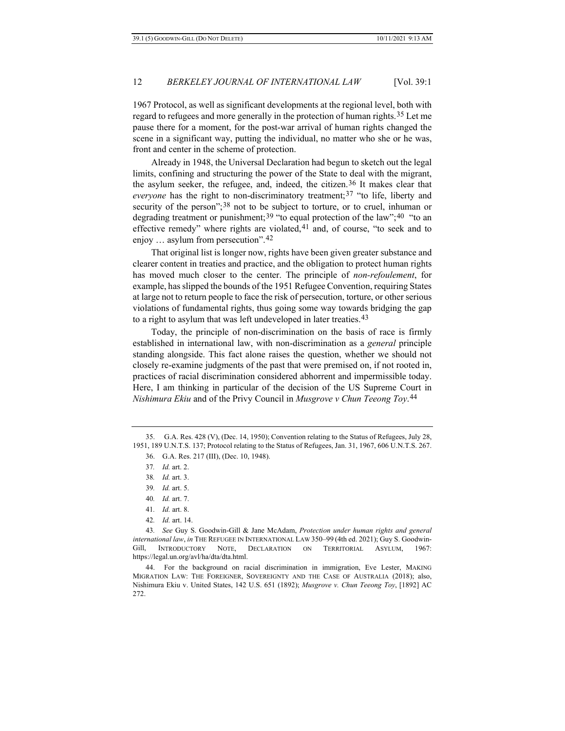1967 Protocol, as well as significant developments at the regional level, both with regard to refugees and more generally in the protection of human rights.[35] Let me pause there for a moment, for the post-war arrival of human rights changed the scene in a significant way, putting the individual, no matter who she or he was, front and center in the scheme of protection.

Already in 1948, the Universal Declaration had begun to sketch out the legal limits, confining and structuring the power of the State to deal with the migrant, the asylum seeker, the refugee, and, indeed, the citizen.[36] It makes clear that *everyone* has the right to non-discriminatory treatment;[37] "to life, liberty and security of the person";[38] not to be subject to torture, or to cruel, inhuman or degrading treatment or punishment;[39] "to equal protection of the law";[40] "to an effective remedy" where rights are violated,[41] and, of course, "to seek and to enjoy … asylum from persecution".[42]

That original list is longer now, rights have been given greater substance and clearer content in treaties and practice, and the obligation to protect human rights has moved much closer to the center. The principle of *non-refoulement*, for example, has slipped the bounds of the 1951 Refugee Convention, requiring States at large not to return people to face the risk of persecution, torture, or other serious violations of fundamental rights, thus going some way towards bridging the gap to a right to asylum that was left undeveloped in later treaties.[43]

Today, the principle of non-discrimination on the basis of race is firmly established in international law, with non-discrimination as a *general* principle standing alongside. This fact alone raises the question, whether we should not closely re-examine judgments of the past that were premised on, if not rooted in, practices of racial discrimination considered abhorrent and impermissible today. Here, I am thinking in particular of the decision of the US Supreme Court in *Nishimura Ekiu* and of the Privy Council in *Musgrove v Chun Teeong Toy*.[44]

---

35. G.A. Res. 428 (V), (Dec. 14, 1950); Convention relating to the Status of Refugees, July 28, 1951, 189 U.N.T.S. 137; Protocol relating to the Status of Refugees, Jan. 31, 1967, 606 U.N.T.S. 267.

36. G.A. Res. 217 (III), (Dec. 10, 1948).

37. *Id.* art. 2.

38. *Id.* art. 3.

39. *Id.* art. 5.

40. *Id.* art. 7.

41. *Id.* art. 8.

42. *Id.* art. 14.

43. *See* Guy S. Goodwin-Gill & Jane McAdam, *Protection under human rights and general international law*, *in* THE REFUGEE IN INTERNATIONAL LAW 350–99 (4th ed. 2021); Guy S. Goodwin-Gill, INTRODUCTORY NOTE, DECLARATION ON TERRITORIAL ASYLUM, 1967: https://legal.un.org/avl/ha/dta/dta.html.

44. For the background on racial discrimination in immigration, Eve Lester, MAKING MIGRATION LAW: THE FOREIGNER, SOVEREIGNTY AND THE CASE OF AUSTRALIA (2018); also, Nishimura Ekiu v. United States, 142 U.S. 651 (1892); *Musgrove v. Chun Teeong Toy*, [1892] AC 272.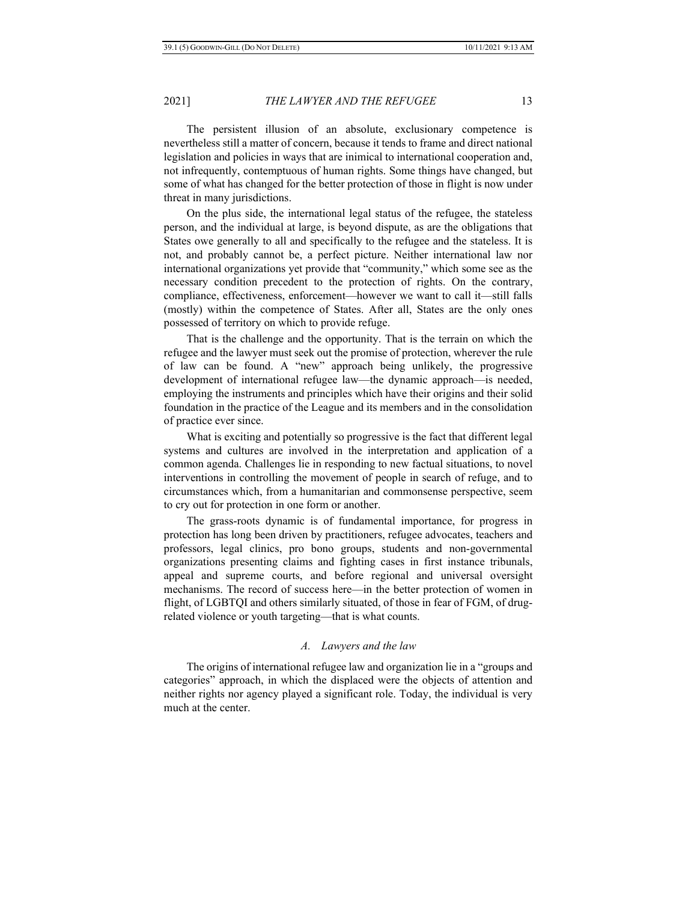The persistent illusion of an absolute, exclusionary competence is nevertheless still a matter of concern, because it tends to frame and direct national legislation and policies in ways that are inimical to international cooperation and, not infrequently, contemptuous of human rights. Some things have changed, but some of what has changed for the better protection of those in flight is now under threat in many jurisdictions.

On the plus side, the international legal status of the refugee, the stateless person, and the individual at large, is beyond dispute, as are the obligations that States owe generally to all and specifically to the refugee and the stateless. It is not, and probably cannot be, a perfect picture. Neither international law nor international organizations yet provide that "community," which some see as the necessary condition precedent to the protection of rights. On the contrary, compliance, effectiveness, enforcement—however we want to call it—still falls (mostly) within the competence of States. After all, States are the only ones possessed of territory on which to provide refuge.

That is the challenge and the opportunity. That is the terrain on which the refugee and the lawyer must seek out the promise of protection, wherever the rule of law can be found. A "new" approach being unlikely, the progressive development of international refugee law—the dynamic approach—is needed, employing the instruments and principles which have their origins and their solid foundation in the practice of the League and its members and in the consolidation of practice ever since.

What is exciting and potentially so progressive is the fact that different legal systems and cultures are involved in the interpretation and application of a common agenda. Challenges lie in responding to new factual situations, to novel interventions in controlling the movement of people in search of refuge, and to circumstances which, from a humanitarian and commonsense perspective, seem to cry out for protection in one form or another.

The grass-roots dynamic is of fundamental importance, for progress in protection has long been driven by practitioners, refugee advocates, teachers and professors, legal clinics, pro bono groups, students and non-governmental organizations presenting claims and fighting cases in first instance tribunals, appeal and supreme courts, and before regional and universal oversight mechanisms. The record of success here—in the better protection of women in flight, of LGBTQI and others similarly situated, of those in fear of FGM, of drug-related violence or youth targeting—that is what counts.

### *A. Lawyers and the law*

The origins of international refugee law and organization lie in a "groups and categories" approach, in which the displaced were the objects of attention and neither rights nor agency played a significant role. Today, the individual is very much at the center.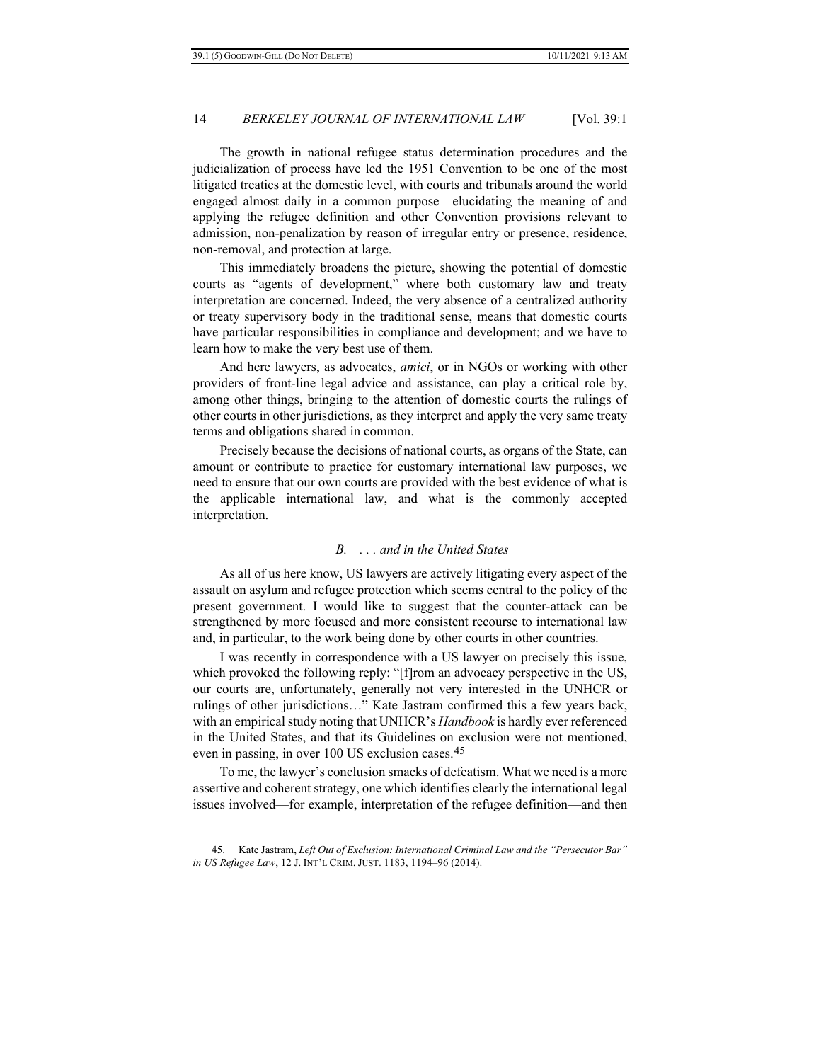The growth in national refugee status determination procedures and the judicialization of process have led the 1951 Convention to be one of the most litigated treaties at the domestic level, with courts and tribunals around the world engaged almost daily in a common purpose—elucidating the meaning of and applying the refugee definition and other Convention provisions relevant to admission, non-penalization by reason of irregular entry or presence, residence, non-removal, and protection at large.

This immediately broadens the picture, showing the potential of domestic courts as "agents of development," where both customary law and treaty interpretation are concerned. Indeed, the very absence of a centralized authority or treaty supervisory body in the traditional sense, means that domestic courts have particular responsibilities in compliance and development; and we have to learn how to make the very best use of them.

And here lawyers, as advocates, *amici*, or in NGOs or working with other providers of front-line legal advice and assistance, can play a critical role by, among other things, bringing to the attention of domestic courts the rulings of other courts in other jurisdictions, as they interpret and apply the very same treaty terms and obligations shared in common.

Precisely because the decisions of national courts, as organs of the State, can amount or contribute to practice for customary international law purposes, we need to ensure that our own courts are provided with the best evidence of what is the applicable international law, and what is the commonly accepted interpretation.

### *B. . . . and in the United States*

As all of us here know, US lawyers are actively litigating every aspect of the assault on asylum and refugee protection which seems central to the policy of the present government. I would like to suggest that the counter-attack can be strengthened by more focused and more consistent recourse to international law and, in particular, to the work being done by other courts in other countries.

I was recently in correspondence with a US lawyer on precisely this issue, which provoked the following reply: "[f]rom an advocacy perspective in the US, our courts are, unfortunately, generally not very interested in the UNHCR or rulings of other jurisdictions…" Kate Jastram confirmed this a few years back, with an empirical study noting that UNHCR's *Handbook* is hardly ever referenced in the United States, and that its Guidelines on exclusion were not mentioned, even in passing, in over 100 US exclusion cases.[45]

To me, the lawyer's conclusion smacks of defeatism. What we need is a more assertive and coherent strategy, one which identifies clearly the international legal issues involved—for example, interpretation of the refugee definition—and then

---

45. Kate Jastram, *Left Out of Exclusion: International Criminal Law and the "Persecutor Bar" in US Refugee Law*, 12 J. INT'L CRIM. JUST. 1183, 1194–96 (2014).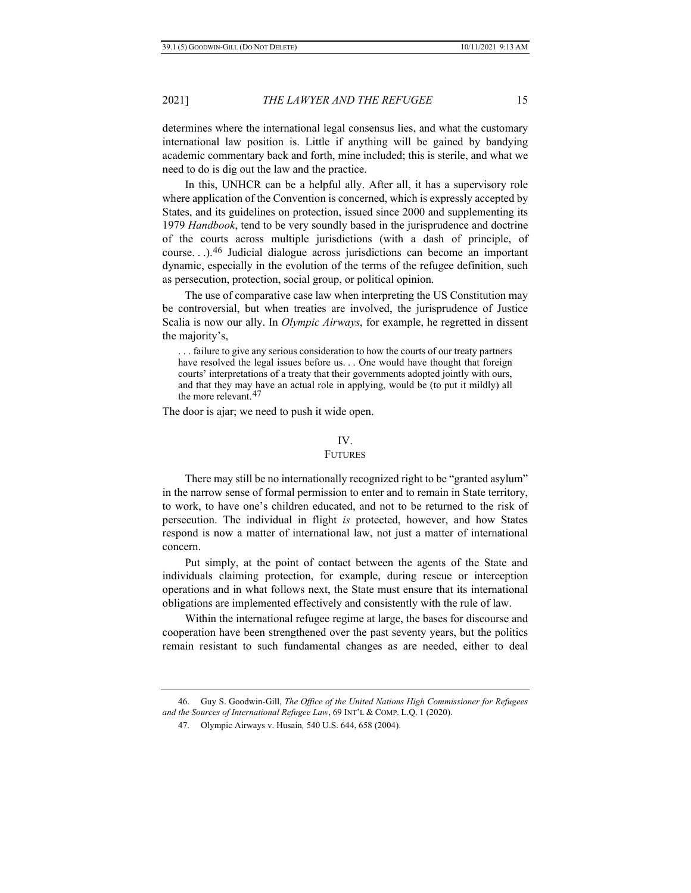determines where the international legal consensus lies, and what the customary international law position is. Little if anything will be gained by bandying academic commentary back and forth, mine included; this is sterile, and what we need to do is dig out the law and the practice.

In this, UNHCR can be a helpful ally. After all, it has a supervisory role where application of the Convention is concerned, which is expressly accepted by States, and its guidelines on protection, issued since 2000 and supplementing its 1979 *Handbook*, tend to be very soundly based in the jurisprudence and doctrine of the courts across multiple jurisdictions (with a dash of principle, of course. . .).[46] Judicial dialogue across jurisdictions can become an important dynamic, especially in the evolution of the terms of the refugee definition, such as persecution, protection, social group, or political opinion.

The use of comparative case law when interpreting the US Constitution may be controversial, but when treaties are involved, the jurisprudence of Justice Scalia is now our ally. In *Olympic Airways*, for example, he regretted in dissent the majority's,

> . . . failure to give any serious consideration to how the courts of our treaty partners have resolved the legal issues before us. . . One would have thought that foreign courts' interpretations of a treaty that their governments adopted jointly with ours, and that they may have an actual role in applying, would be (to put it mildly) all the more relevant.[47]

The door is ajar; we need to push it wide open.

## IV.
## FUTURES

There may still be no internationally recognized right to be "granted asylum" in the narrow sense of formal permission to enter and to remain in State territory, to work, to have one's children educated, and not to be returned to the risk of persecution. The individual in flight *is* protected, however, and how States respond is now a matter of international law, not just a matter of international concern.

Put simply, at the point of contact between the agents of the State and individuals claiming protection, for example, during rescue or interception operations and in what follows next, the State must ensure that its international obligations are implemented effectively and consistently with the rule of law.

Within the international refugee regime at large, the bases for discourse and cooperation have been strengthened over the past seventy years, but the politics remain resistant to such fundamental changes as are needed, either to deal

---

46. Guy S. Goodwin-Gill, *The Office of the United Nations High Commissioner for Refugees and the Sources of International Refugee Law*, 69 INT'L & COMP. L.Q. 1 (2020).

47. Olympic Airways v. Husain, 540 U.S. 644, 658 (2004).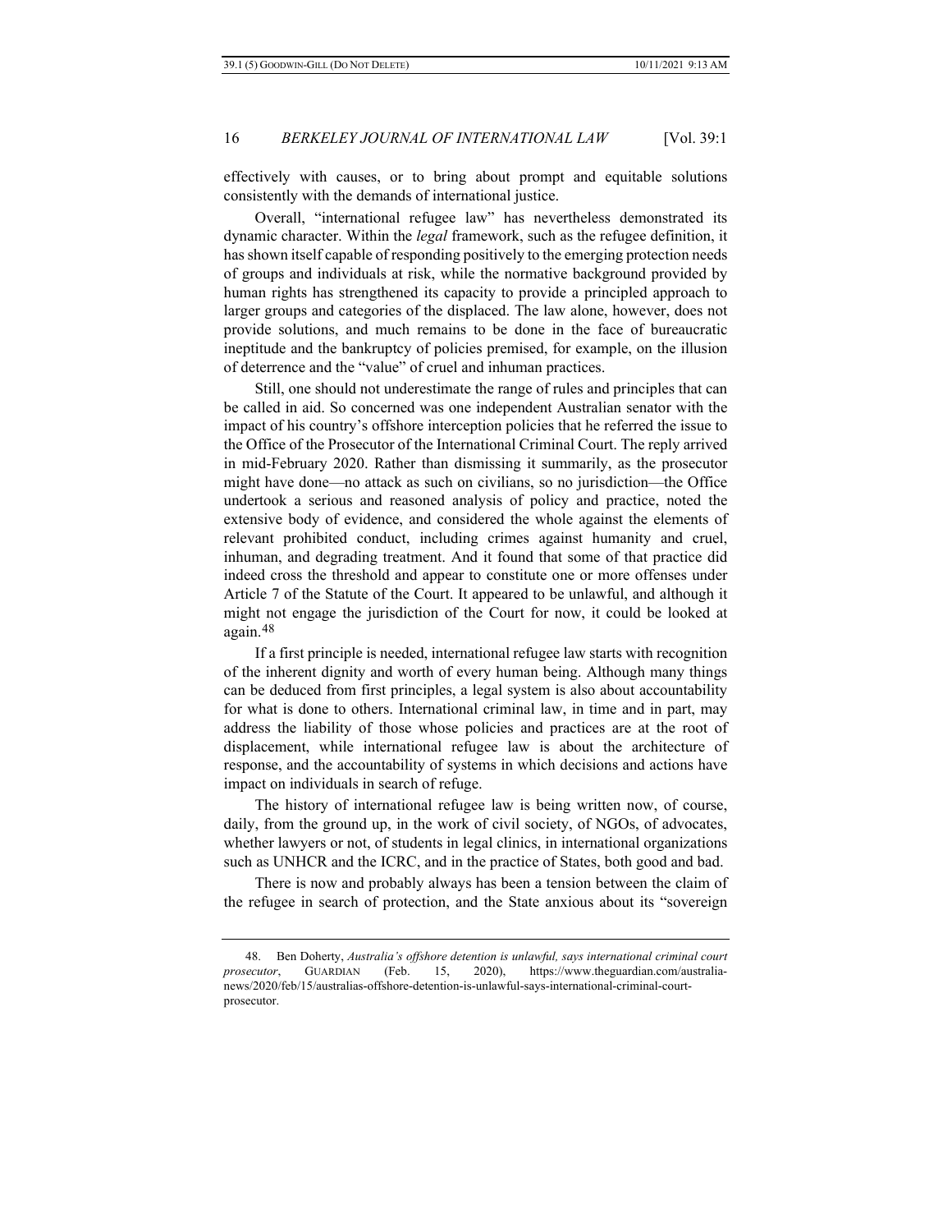effectively with causes, or to bring about prompt and equitable solutions consistently with the demands of international justice.

Overall, "international refugee law" has nevertheless demonstrated its dynamic character. Within the *legal* framework, such as the refugee definition, it has shown itself capable of responding positively to the emerging protection needs of groups and individuals at risk, while the normative background provided by human rights has strengthened its capacity to provide a principled approach to larger groups and categories of the displaced. The law alone, however, does not provide solutions, and much remains to be done in the face of bureaucratic ineptitude and the bankruptcy of policies premised, for example, on the illusion of deterrence and the "value" of cruel and inhuman practices.

Still, one should not underestimate the range of rules and principles that can be called in aid. So concerned was one independent Australian senator with the impact of his country's offshore interception policies that he referred the issue to the Office of the Prosecutor of the International Criminal Court. The reply arrived in mid-February 2020. Rather than dismissing it summarily, as the prosecutor might have done—no attack as such on civilians, so no jurisdiction—the Office undertook a serious and reasoned analysis of policy and practice, noted the extensive body of evidence, and considered the whole against the elements of relevant prohibited conduct, including crimes against humanity and cruel, inhuman, and degrading treatment. And it found that some of that practice did indeed cross the threshold and appear to constitute one or more offenses under Article 7 of the Statute of the Court. It appeared to be unlawful, and although it might not engage the jurisdiction of the Court for now, it could be looked at again.[48]

If a first principle is needed, international refugee law starts with recognition of the inherent dignity and worth of every human being. Although many things can be deduced from first principles, a legal system is also about accountability for what is done to others. International criminal law, in time and in part, may address the liability of those whose policies and practices are at the root of displacement, while international refugee law is about the architecture of response, and the accountability of systems in which decisions and actions have impact on individuals in search of refuge.

The history of international refugee law is being written now, of course, daily, from the ground up, in the work of civil society, of NGOs, of advocates, whether lawyers or not, of students in legal clinics, in international organizations such as UNHCR and the ICRC, and in the practice of States, both good and bad.

There is now and probably always has been a tension between the claim of the refugee in search of protection, and the State anxious about its "sovereign

---

48. Ben Doherty, *Australia's offshore detention is unlawful, says international criminal court prosecutor*, GUARDIAN (Feb. 15, 2020), https://www.theguardian.com/australia-news/2020/feb/15/australias-offshore-detention-is-unlawful-says-international-criminal-court-prosecutor.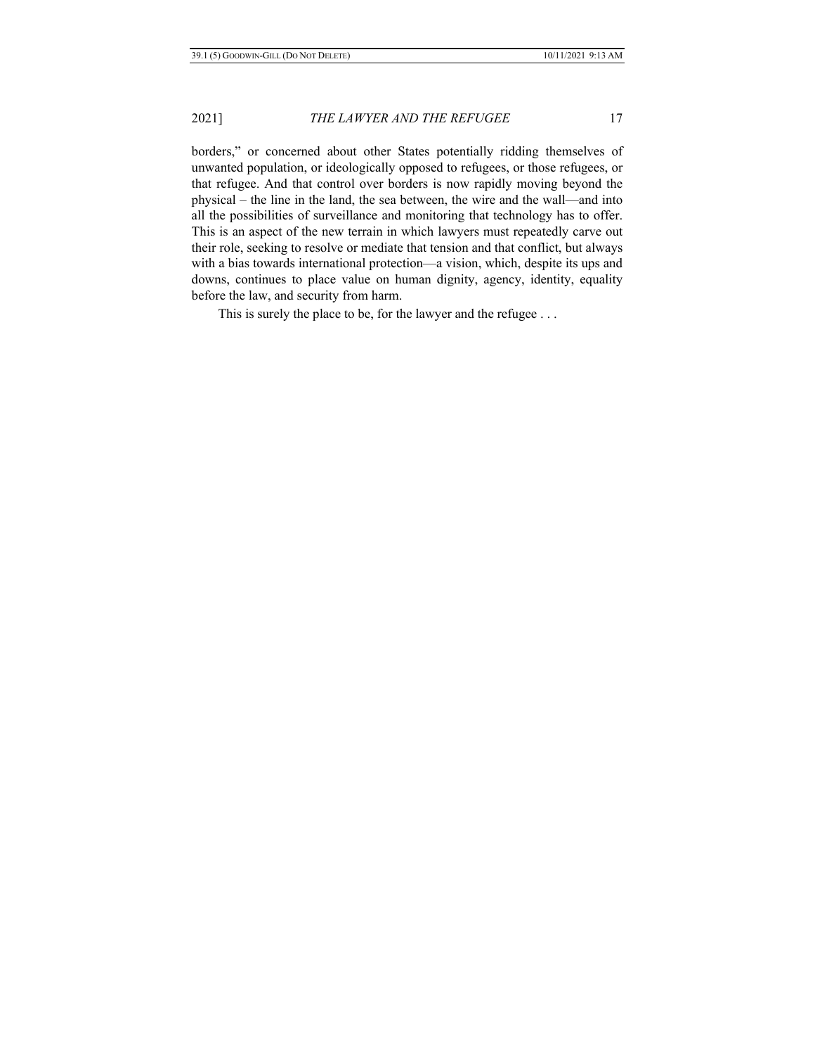borders," or concerned about other States potentially ridding themselves of unwanted population, or ideologically opposed to refugees, or those refugees, or that refugee. And that control over borders is now rapidly moving beyond the physical – the line in the land, the sea between, the wire and the wall—and into all the possibilities of surveillance and monitoring that technology has to offer. This is an aspect of the new terrain in which lawyers must repeatedly carve out their role, seeking to resolve or mediate that tension and that conflict, but always with a bias towards international protection—a vision, which, despite its ups and downs, continues to place value on human dignity, agency, identity, equality before the law, and security from harm.

This is surely the place to be, for the lawyer and the refugee . . .